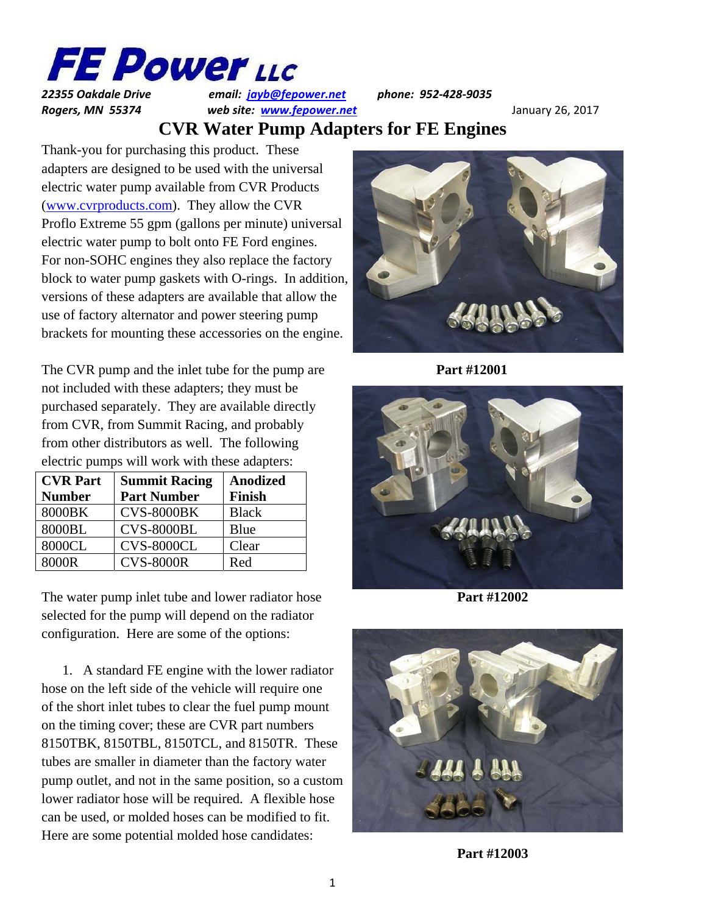# FE Power LLC

*22355 Oakdale Drive* *email: jayb@fepower.net* *phone: 952-428-9035*
*Rogers, MN 55374* *web site: www.fepower.net* January 26, 2017

## CVR Water Pump Adapters for FE Engines

Thank-you for purchasing this product. These adapters are designed to be used with the universal electric water pump available from CVR Products (www.cvrproducts.com). They allow the CVR Proflo Extreme 55 gpm (gallons per minute) universal electric water pump to bolt onto FE Ford engines. For non-SOHC engines they also replace the factory block to water pump gaskets with O-rings. In addition, versions of these adapters are available that allow the use of factory alternator and power steering pump brackets for mounting these accessories on the engine.

**Part #12001**

The CVR pump and the inlet tube for the pump are not included with these adapters; they must be purchased separately. They are available directly from CVR, from Summit Racing, and probably from other distributors as well. The following electric pumps will work with these adapters:

| CVR Part Number | Summit Racing Part Number | Anodized Finish |
|---|---|---|
| 8000BK | CVS-8000BK | Black |
| 8000BL | CVS-8000BL | Blue |
| 8000CL | CVS-8000CL | Clear |
| 8000R | CVS-8000R | Red |

**Part #12002**

The water pump inlet tube and lower radiator hose selected for the pump will depend on the radiator configuration. Here are some of the options:

1. A standard FE engine with the lower radiator hose on the left side of the vehicle will require one of the short inlet tubes to clear the fuel pump mount on the timing cover; these are CVR part numbers 8150TBK, 8150TBL, 8150TCL, and 8150TR. These tubes are smaller in diameter than the factory water pump outlet, and not in the same position, so a custom lower radiator hose will be required. A flexible hose can be used, or molded hoses can be modified to fit. Here are some potential molded hose candidates:

**Part #12003**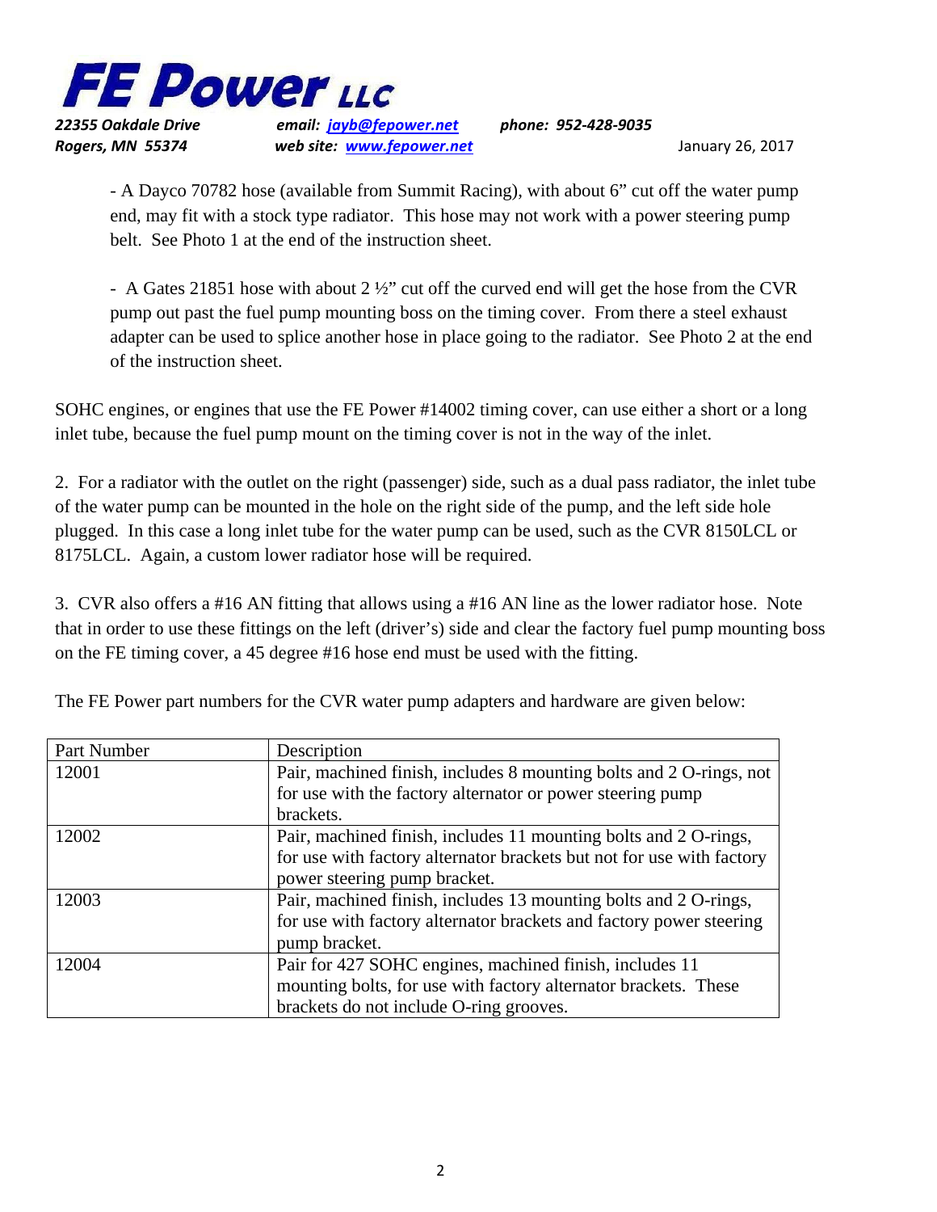- A Dayco 70782 hose (available from Summit Racing), with about 6" cut off the water pump end, may fit with a stock type radiator. This hose may not work with a power steering pump belt. See Photo 1 at the end of the instruction sheet.

- A Gates 21851 hose with about 2 ½" cut off the curved end will get the hose from the CVR pump out past the fuel pump mounting boss on the timing cover. From there a steel exhaust adapter can be used to splice another hose in place going to the radiator. See Photo 2 at the end of the instruction sheet.

SOHC engines, or engines that use the FE Power #14002 timing cover, can use either a short or a long inlet tube, because the fuel pump mount on the timing cover is not in the way of the inlet.

2. For a radiator with the outlet on the right (passenger) side, such as a dual pass radiator, the inlet tube of the water pump can be mounted in the hole on the right side of the pump, and the left side hole plugged. In this case a long inlet tube for the water pump can be used, such as the CVR 8150LCL or 8175LCL. Again, a custom lower radiator hose will be required.

3. CVR also offers a #16 AN fitting that allows using a #16 AN line as the lower radiator hose. Note that in order to use these fittings on the left (driver's) side and clear the factory fuel pump mounting boss on the FE timing cover, a 45 degree #16 hose end must be used with the fitting.

The FE Power part numbers for the CVR water pump adapters and hardware are given below:

| Part Number | Description |
|---|---|
| 12001 | Pair, machined finish, includes 8 mounting bolts and 2 O-rings, not for use with the factory alternator or power steering pump brackets. |
| 12002 | Pair, machined finish, includes 11 mounting bolts and 2 O-rings, for use with factory alternator brackets but not for use with factory power steering pump bracket. |
| 12003 | Pair, machined finish, includes 13 mounting bolts and 2 O-rings, for use with factory alternator brackets and factory power steering pump bracket. |
| 12004 | Pair for 427 SOHC engines, machined finish, includes 11 mounting bolts, for use with factory alternator brackets. These brackets do not include O-ring grooves. |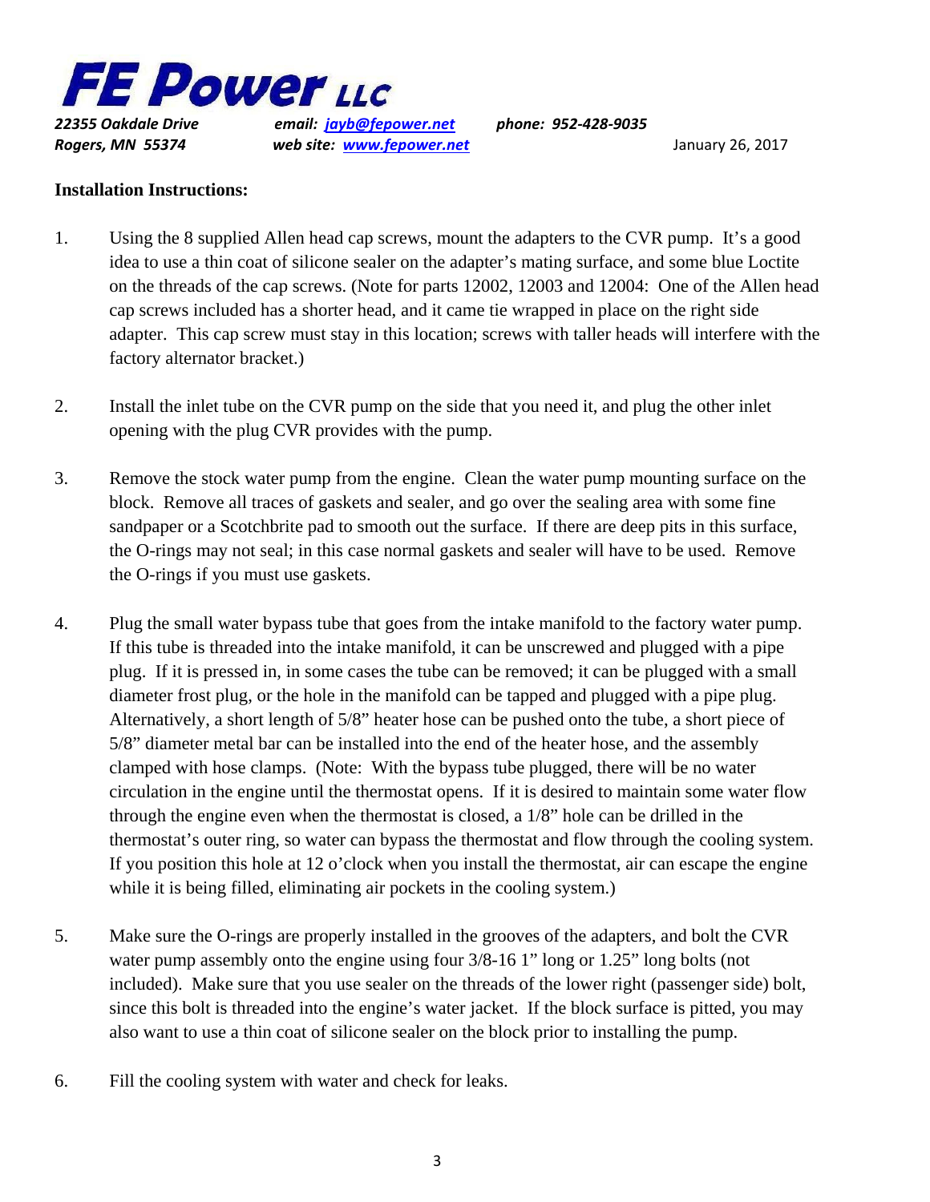# FE Power LLC

*22355 Oakdale Drive* — **email:** *jayb@fepower.net* — **phone:** *952-428-9035*
*Rogers, MN 55374* — **web site:** *www.fepower.net* — January 26, 2017

**Installation Instructions:**

1. Using the 8 supplied Allen head cap screws, mount the adapters to the CVR pump. It's a good idea to use a thin coat of silicone sealer on the adapter's mating surface, and some blue Loctite on the threads of the cap screws. (Note for parts 12002, 12003 and 12004: One of the Allen head cap screws included has a shorter head, and it came tie wrapped in place on the right side adapter. This cap screw must stay in this location; screws with taller heads will interfere with the factory alternator bracket.)

2. Install the inlet tube on the CVR pump on the side that you need it, and plug the other inlet opening with the plug CVR provides with the pump.

3. Remove the stock water pump from the engine. Clean the water pump mounting surface on the block. Remove all traces of gaskets and sealer, and go over the sealing area with some fine sandpaper or a Scotchbrite pad to smooth out the surface. If there are deep pits in this surface, the O-rings may not seal; in this case normal gaskets and sealer will have to be used. Remove the O-rings if you must use gaskets.

4. Plug the small water bypass tube that goes from the intake manifold to the factory water pump. If this tube is threaded into the intake manifold, it can be unscrewed and plugged with a pipe plug. If it is pressed in, in some cases the tube can be removed; it can be plugged with a small diameter frost plug, or the hole in the manifold can be tapped and plugged with a pipe plug. Alternatively, a short length of 5/8" heater hose can be pushed onto the tube, a short piece of 5/8" diameter metal bar can be installed into the end of the heater hose, and the assembly clamped with hose clamps. (Note: With the bypass tube plugged, there will be no water circulation in the engine until the thermostat opens. If it is desired to maintain some water flow through the engine even when the thermostat is closed, a 1/8" hole can be drilled in the thermostat's outer ring, so water can bypass the thermostat and flow through the cooling system. If you position this hole at 12 o'clock when you install the thermostat, air can escape the engine while it is being filled, eliminating air pockets in the cooling system.)

5. Make sure the O-rings are properly installed in the grooves of the adapters, and bolt the CVR water pump assembly onto the engine using four 3/8-16 1" long or 1.25" long bolts (not included). Make sure that you use sealer on the threads of the lower right (passenger side) bolt, since this bolt is threaded into the engine's water jacket. If the block surface is pitted, you may also want to use a thin coat of silicone sealer on the block prior to installing the pump.

6. Fill the cooling system with water and check for leaks.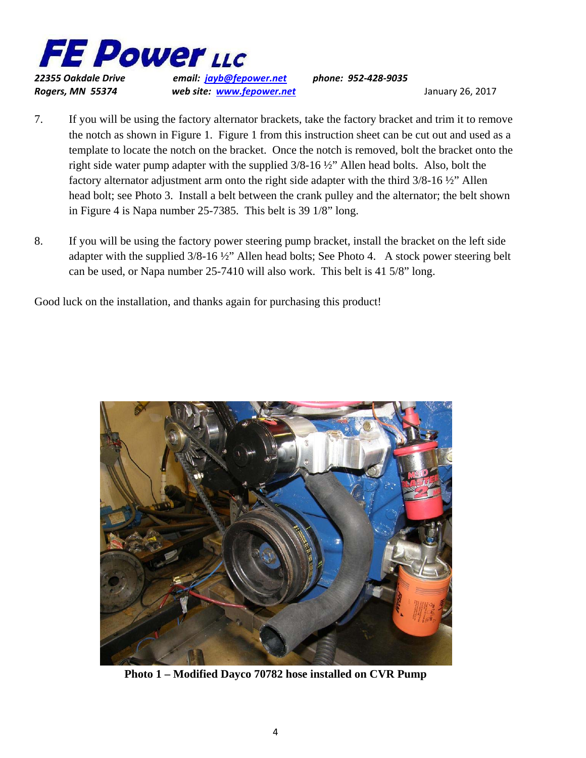7. If you will be using the factory alternator brackets, take the factory bracket and trim it to remove the notch as shown in Figure 1. Figure 1 from this instruction sheet can be cut out and used as a template to locate the notch on the bracket. Once the notch is removed, bolt the bracket onto the right side water pump adapter with the supplied 3/8-16 ½" Allen head bolts. Also, bolt the factory alternator adjustment arm onto the right side adapter with the third 3/8-16 ½" Allen head bolt; see Photo 3. Install a belt between the crank pulley and the alternator; the belt shown in Figure 4 is Napa number 25-7385. This belt is 39 1/8" long.

8. If you will be using the factory power steering pump bracket, install the bracket on the left side adapter with the supplied 3/8-16 ½" Allen head bolts; See Photo 4. A stock power steering belt can be used, or Napa number 25-7410 will also work. This belt is 41 5/8" long.

Good luck on the installation, and thanks again for purchasing this product!

**Photo 1 – Modified Dayco 70782 hose installed on CVR Pump**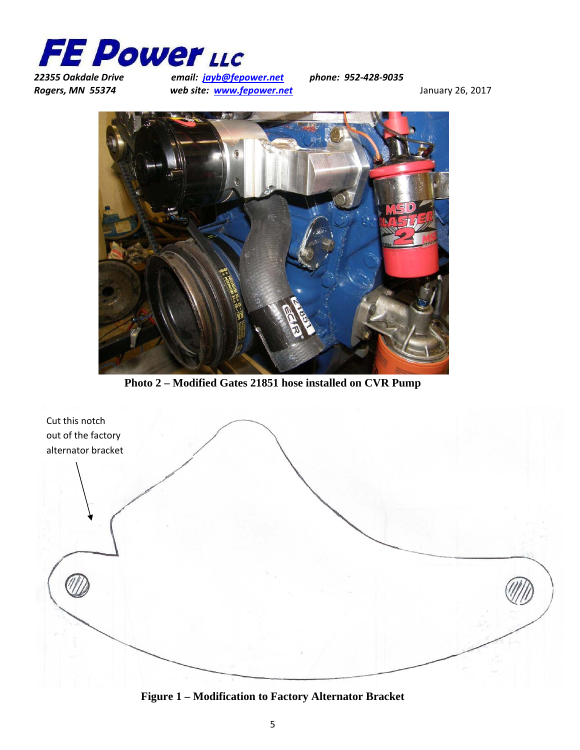**Photo 2 – Modified Gates 21851 hose installed on CVR Pump**

Cut this notch out of the factory alternator bracket

**Figure 1 – Modification to Factory Alternator Bracket**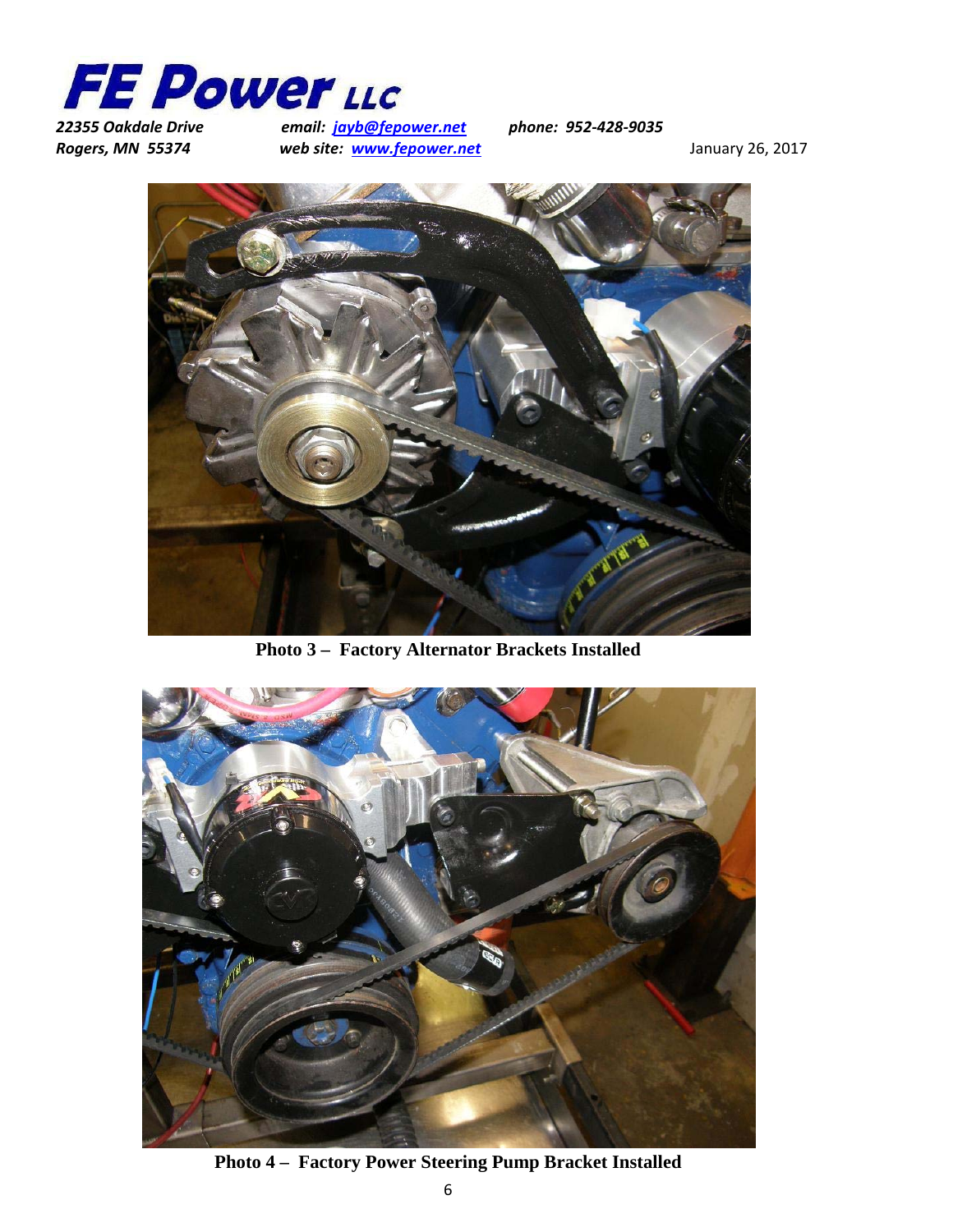**Photo 3 – Factory Alternator Brackets Installed**

**Photo 4 – Factory Power Steering Pump Bracket Installed**